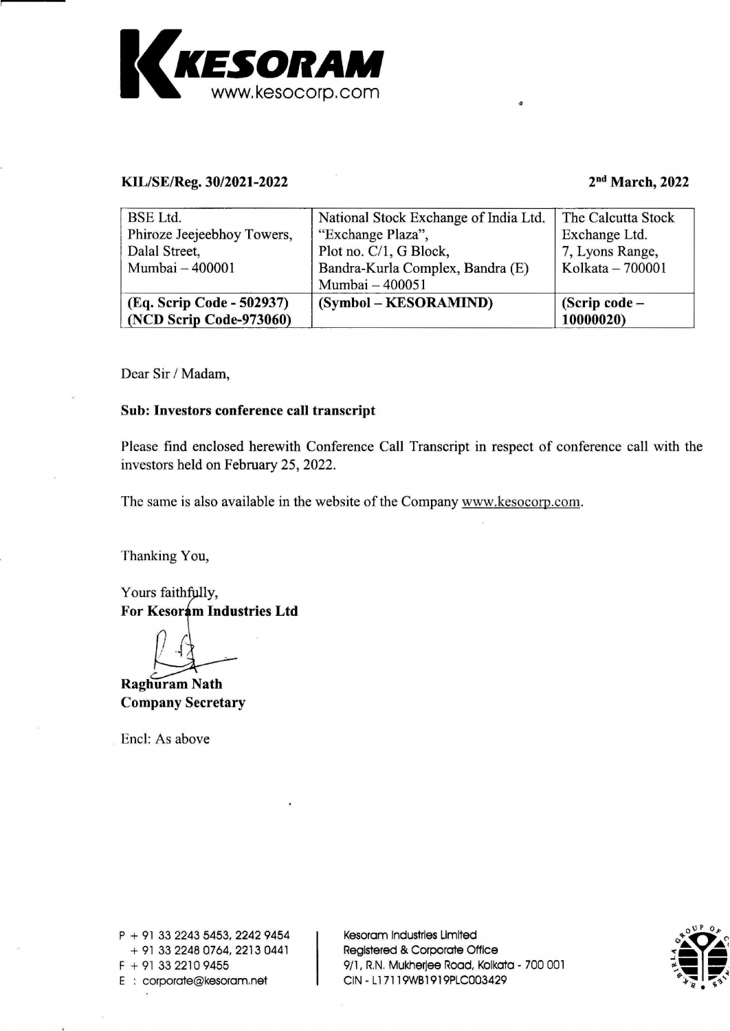**KESORAM**
www.kesocorp.com

**KIL/SE/Reg. 30/2021-2022** **2nd March, 2022**

| BSE Ltd.<br>Phiroze Jeejeebhoy Towers,<br>Dalal Street,<br>Mumbai – 400001 | National Stock Exchange of India Ltd.<br>"Exchange Plaza",<br>Plot no. C/1, G Block,<br>Bandra-Kurla Complex, Bandra (E)<br>Mumbai – 400051 | The Calcutta Stock Exchange Ltd.<br>7, Lyons Range,<br>Kolkata – 700001 |
|---|---|---|
| **(Eq. Scrip Code - 502937)**<br>**(NCD Scrip Code-973060)** | **(Symbol – KESORAMIND)** | **(Scrip code – 10000020)** |

Dear Sir / Madam,

**Sub: Investors conference call transcript**

Please find enclosed herewith Conference Call Transcript in respect of conference call with the investors held on February 25, 2022.

The same is also available in the website of the Company www.kesocorp.com.

Thanking You,

Yours faithfully,
**For Kesoram Industries Ltd**

**Raghuram Nath**
**Company Secretary**

Encl: As above

P + 91 33 2243 5453, 2242 9454
+ 91 33 2248 0764, 2213 0441
F + 91 33 2210 9455
E : corporate@kesoram.net

Kesoram Industries Limited
Registered & Corporate Office
9/1, R.N. Mukherjee Road, Kolkata - 700 001
CIN - L17119WB1919PLC003429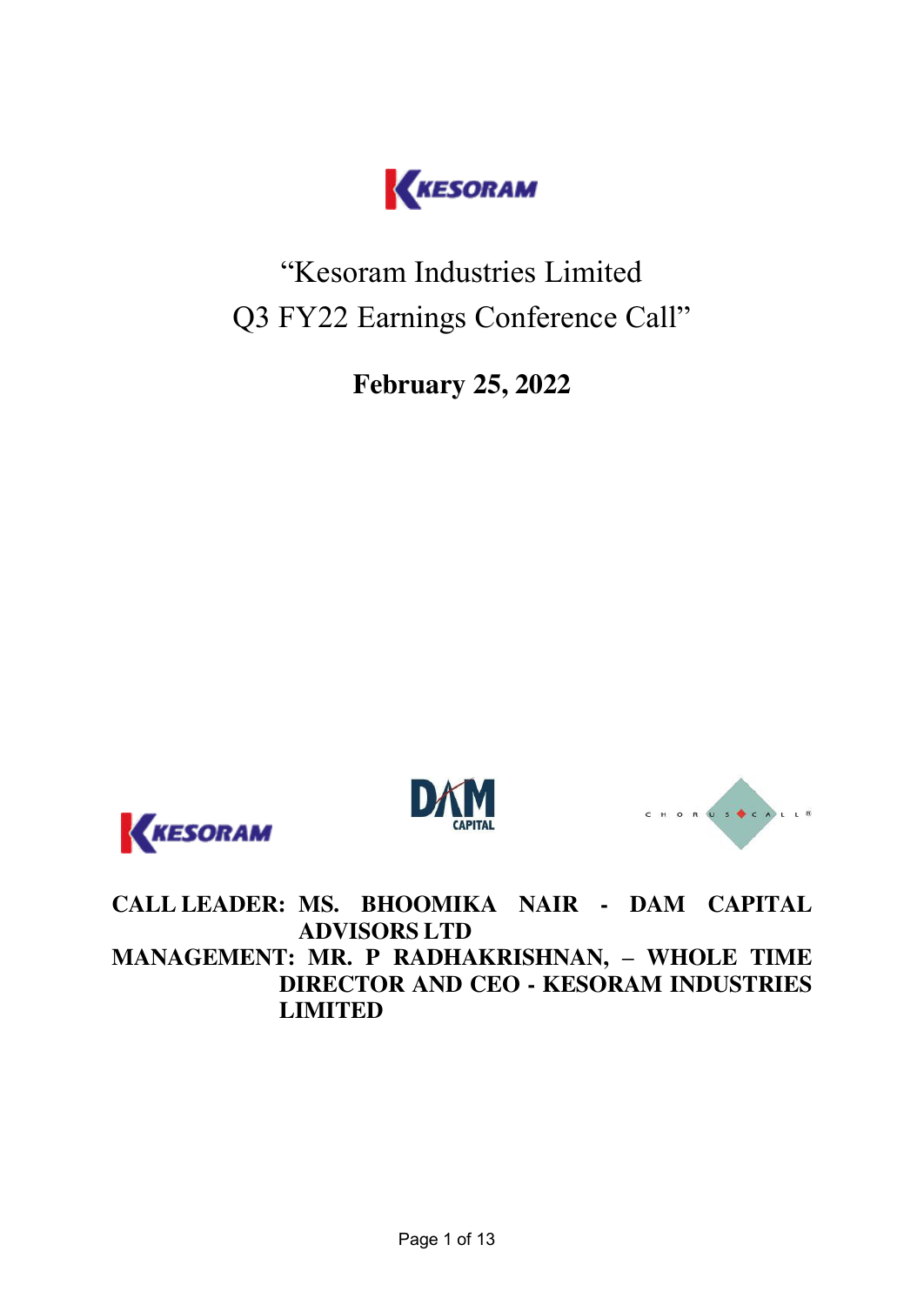# "Kesoram Industries Limited Q3 FY22 Earnings Conference Call"

**February 25, 2022**

**CALL LEADER: MS. BHOOMIKA NAIR - DAM CAPITAL ADVISORS LTD**

**MANAGEMENT: MR. P RADHAKRISHNAN, – WHOLE TIME DIRECTOR AND CEO - KESORAM INDUSTRIES LIMITED**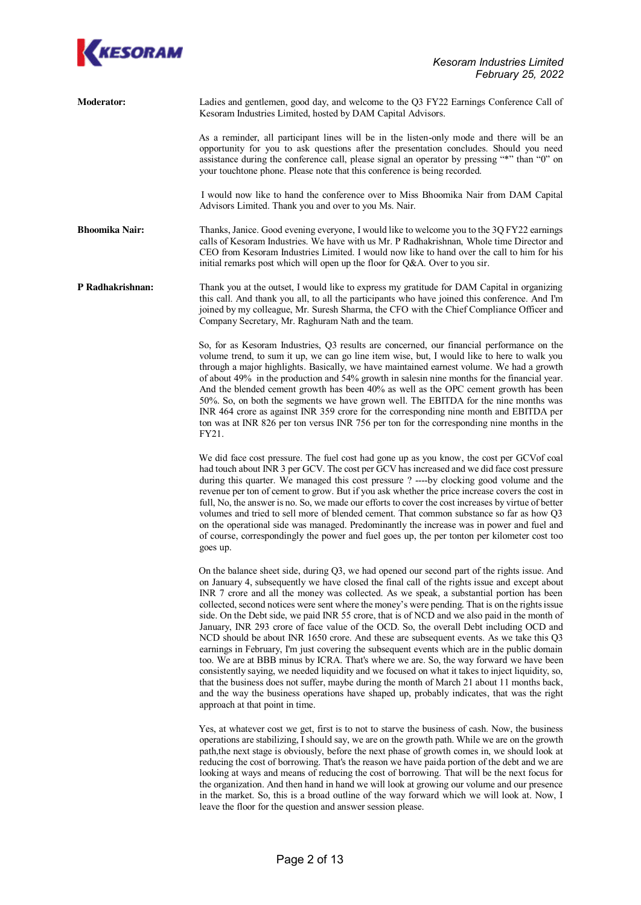**Moderator:** Ladies and gentlemen, good day, and welcome to the Q3 FY22 Earnings Conference Call of Kesoram Industries Limited, hosted by DAM Capital Advisors.

As a reminder, all participant lines will be in the listen-only mode and there will be an opportunity for you to ask questions after the presentation concludes. Should you need assistance during the conference call, please signal an operator by pressing "*" than "0" on your touchtone phone. Please note that this conference is being recorded.

I would now like to hand the conference over to Miss Bhoomika Nair from DAM Capital Advisors Limited. Thank you and over to you Ms. Nair.

**Bhoomika Nair:** Thanks, Janice. Good evening everyone, I would like to welcome you to the 3Q FY22 earnings calls of Kesoram Industries. We have with us Mr. P Radhakrishnan, Whole time Director and CEO from Kesoram Industries Limited. I would now like to hand over the call to him for his initial remarks post which will open up the floor for Q&A. Over to you sir.

**P Radhakrishnan:** Thank you at the outset, I would like to express my gratitude for DAM Capital in organizing this call. And thank you all, to all the participants who have joined this conference. And I'm joined by my colleague, Mr. Suresh Sharma, the CFO with the Chief Compliance Officer and Company Secretary, Mr. Raghuram Nath and the team.

So, for as Kesoram Industries, Q3 results are concerned, our financial performance on the volume trend, to sum it up, we can go line item wise, but, I would like to here to walk you through a major highlights. Basically, we have maintained earnest volume. We had a growth of about 49% in the production and 54% growth in salesin nine months for the financial year. And the blended cement growth has been 40% as well as the OPC cement growth has been 50%. So, on both the segments we have grown well. The EBITDA for the nine months was INR 464 crore as against INR 359 crore for the corresponding nine month and EBITDA per ton was at INR 826 per ton versus INR 756 per ton for the corresponding nine months in the FY21.

We did face cost pressure. The fuel cost had gone up as you know, the cost per GCVof coal had touch about INR 3 per GCV. The cost per GCV has increased and we did face cost pressure during this quarter. We managed this cost pressure ? ----by clocking good volume and the revenue per ton of cement to grow. But if you ask whether the price increase covers the cost in full, No, the answer is no. So, we made our efforts to cover the cost increases by virtue of better volumes and tried to sell more of blended cement. That common substance so far as how Q3 on the operational side was managed. Predominantly the increase was in power and fuel and of course, correspondingly the power and fuel goes up, the per tonton per kilometer cost too goes up.

On the balance sheet side, during Q3, we had opened our second part of the rights issue. And on January 4, subsequently we have closed the final call of the rights issue and except about INR 7 crore and all the money was collected. As we speak, a substantial portion has been collected, second notices were sent where the money's were pending. That is on the rights issue side. On the Debt side, we paid INR 55 crore, that is of NCD and we also paid in the month of January, INR 293 crore of face value of the OCD. So, the overall Debt including OCD and NCD should be about INR 1650 crore. And these are subsequent events. As we take this Q3 earnings in February, I'm just covering the subsequent events which are in the public domain too. We are at BBB minus by ICRA. That's where we are. So, the way forward we have been consistently saying, we needed liquidity and we focused on what it takes to inject liquidity, so, that the business does not suffer, maybe during the month of March 21 about 11 months back, and the way the business operations have shaped up, probably indicates, that was the right approach at that point in time.

Yes, at whatever cost we get, first is to not to starve the business of cash. Now, the business operations are stabilizing, I should say, we are on the growth path. While we are on the growth path,the next stage is obviously, before the next phase of growth comes in, we should look at reducing the cost of borrowing. That's the reason we have paida portion of the debt and we are looking at ways and means of reducing the cost of borrowing. That will be the next focus for the organization. And then hand in hand we will look at growing our volume and our presence in the market. So, this is a broad outline of the way forward which we will look at. Now, I leave the floor for the question and answer session please.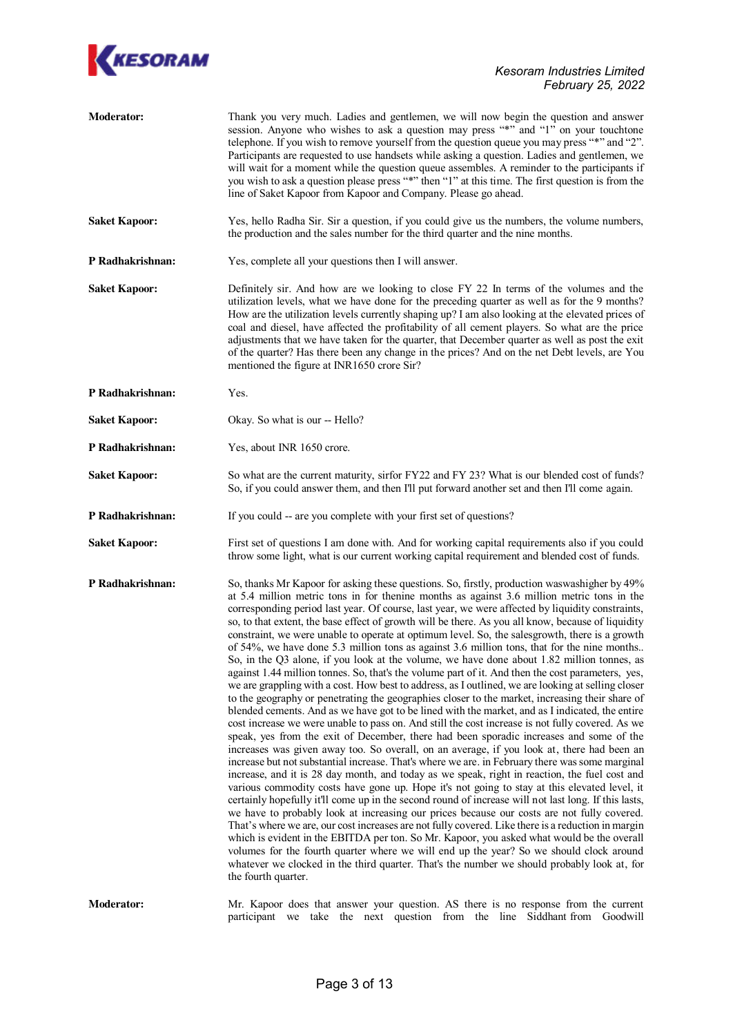**Moderator:** Thank you very much. Ladies and gentlemen, we will now begin the question and answer session. Anyone who wishes to ask a question may press "*" and "1" on your touchtone telephone. If you wish to remove yourself from the question queue you may press "*" and "2". Participants are requested to use handsets while asking a question. Ladies and gentlemen, we will wait for a moment while the question queue assembles. A reminder to the participants if you wish to ask a question please press "*" then "1" at this time. The first question is from the line of Saket Kapoor from Kapoor and Company. Please go ahead.

**Saket Kapoor:** Yes, hello Radha Sir. Sir a question, if you could give us the numbers, the volume numbers, the production and the sales number for the third quarter and the nine months.

**P Radhakrishnan:** Yes, complete all your questions then I will answer.

**Saket Kapoor:** Definitely sir. And how are we looking to close FY 22 In terms of the volumes and the utilization levels, what we have done for the preceding quarter as well as for the 9 months? How are the utilization levels currently shaping up? I am also looking at the elevated prices of coal and diesel, have affected the profitability of all cement players. So what are the price adjustments that we have taken for the quarter, that December quarter as well as post the exit of the quarter? Has there been any change in the prices? And on the net Debt levels, are You mentioned the figure at INR1650 crore Sir?

**P Radhakrishnan:** Yes.

**Saket Kapoor:** Okay. So what is our -- Hello?

**P Radhakrishnan:** Yes, about INR 1650 crore.

**Saket Kapoor:** So what are the current maturity, sirfor FY22 and FY 23? What is our blended cost of funds? So, if you could answer them, and then I'll put forward another set and then I'll come again.

**P Radhakrishnan:** If you could -- are you complete with your first set of questions?

**Saket Kapoor:** First set of questions I am done with. And for working capital requirements also if you could throw some light, what is our current working capital requirement and blended cost of funds.

**P Radhakrishnan:** So, thanks Mr Kapoor for asking these questions. So, firstly, production waswashigher by 49% at 5.4 million metric tons in for thenine months as against 3.6 million metric tons in the corresponding period last year. Of course, last year, we were affected by liquidity constraints, so, to that extent, the base effect of growth will be there. As you all know, because of liquidity constraint, we were unable to operate at optimum level. So, the salesgrowth, there is a growth of 54%, we have done 5.3 million tons as against 3.6 million tons, that for the nine months.. So, in the Q3 alone, if you look at the volume, we have done about 1.82 million tonnes, as against 1.44 million tonnes. So, that's the volume part of it. And then the cost parameters, yes, we are grappling with a cost. How best to address, as I outlined, we are looking at selling closer to the geography or penetrating the geographies closer to the market, increasing their share of blended cements. And as we have got to be lined with the market, and as I indicated, the entire cost increase we were unable to pass on. And still the cost increase is not fully covered. As we speak, yes from the exit of December, there had been sporadic increases and some of the increases was given away too. So overall, on an average, if you look at, there had been an increase but not substantial increase. That's where we are. in February there was some marginal increase, and it is 28 day month, and today as we speak, right in reaction, the fuel cost and various commodity costs have gone up. Hope it's not going to stay at this elevated level, it certainly hopefully it'll come up in the second round of increase will not last long. If this lasts, we have to probably look at increasing our prices because our costs are not fully covered. That's where we are, our cost increases are not fully covered. Like there is a reduction in margin which is evident in the EBITDA per ton. So Mr. Kapoor, you asked what would be the overall volumes for the fourth quarter where we will end up the year? So we should clock around whatever we clocked in the third quarter. That's the number we should probably look at, for the fourth quarter.

**Moderator:** Mr. Kapoor does that answer your question. AS there is no response from the current participant we take the next question from the line Siddhant from Goodwill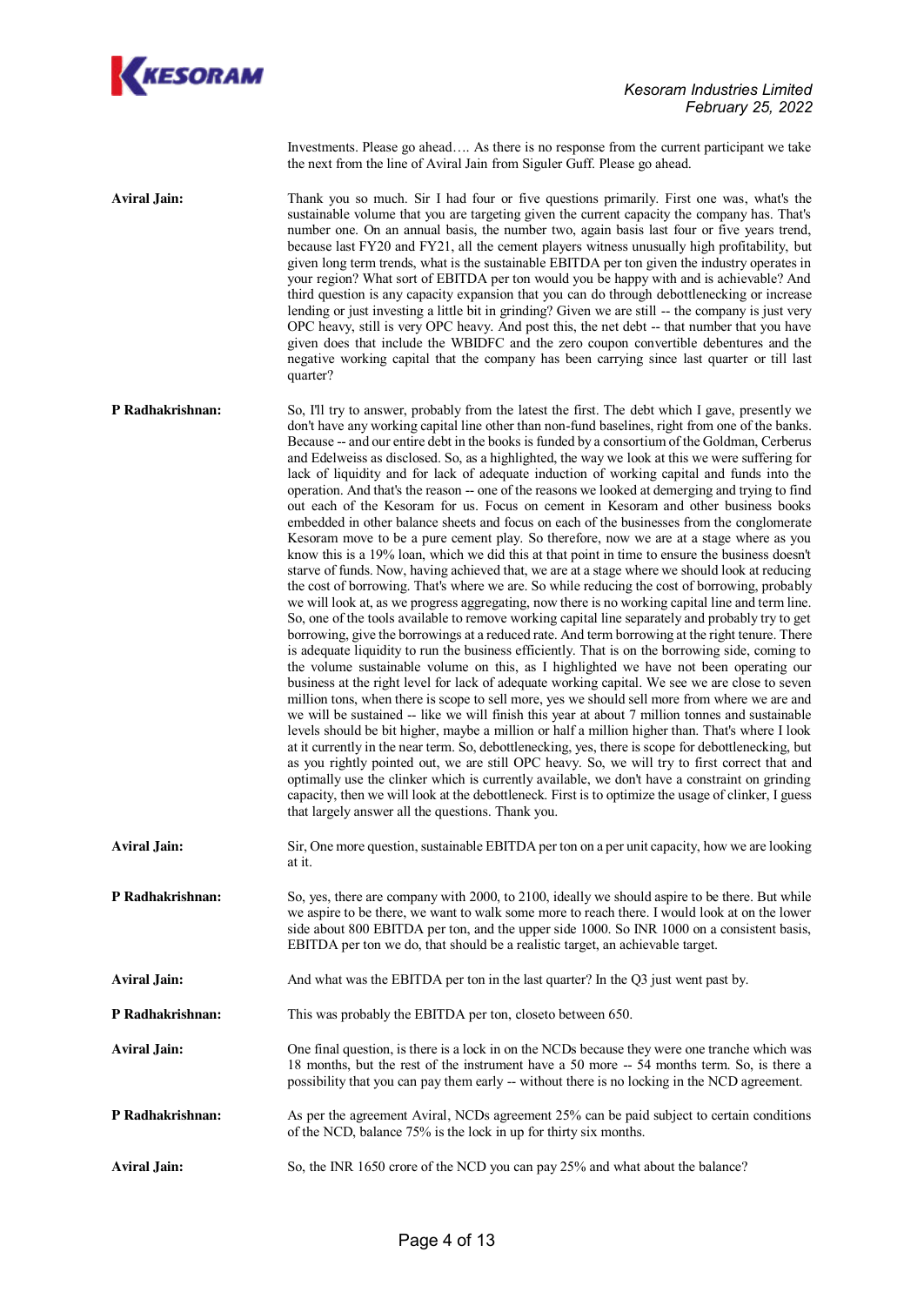Investments. Please go ahead…. As there is no response from the current participant we take the next from the line of Aviral Jain from Siguler Guff. Please go ahead.

**Aviral Jain:** Thank you so much. Sir I had four or five questions primarily. First one was, what's the sustainable volume that you are targeting given the current capacity the company has. That's number one. On an annual basis, the number two, again basis last four or five years trend, because last FY20 and FY21, all the cement players witness unusually high profitability, but given long term trends, what is the sustainable EBITDA per ton given the industry operates in your region? What sort of EBITDA per ton would you be happy with and is achievable? And third question is any capacity expansion that you can do through debottlenecking or increase lending or just investing a little bit in grinding? Given we are still -- the company is just very OPC heavy, still is very OPC heavy. And post this, the net debt -- that number that you have given does that include the WBIDFC and the zero coupon convertible debentures and the negative working capital that the company has been carrying since last quarter or till last quarter?

**P Radhakrishnan:** So, I'll try to answer, probably from the latest the first. The debt which I gave, presently we don't have any working capital line other than non-fund baselines, right from one of the banks. Because -- and our entire debt in the books is funded by a consortium of the Goldman, Cerberus and Edelweiss as disclosed. So, as a highlighted, the way we look at this we were suffering for lack of liquidity and for lack of adequate induction of working capital and funds into the operation. And that's the reason -- one of the reasons we looked at demerging and trying to find out each of the Kesoram for us. Focus on cement in Kesoram and other business books embedded in other balance sheets and focus on each of the businesses from the conglomerate Kesoram move to be a pure cement play. So therefore, now we are at a stage where as you know this is a 19% loan, which we did this at that point in time to ensure the business doesn't starve of funds. Now, having achieved that, we are at a stage where we should look at reducing the cost of borrowing. That's where we are. So while reducing the cost of borrowing, probably we will look at, as we progress aggregating, now there is no working capital line and term line. So, one of the tools available to remove working capital line separately and probably try to get borrowing, give the borrowings at a reduced rate. And term borrowing at the right tenure. There is adequate liquidity to run the business efficiently. That is on the borrowing side, coming to the volume sustainable volume on this, as I highlighted we have not been operating our business at the right level for lack of adequate working capital. We see we are close to seven million tons, when there is scope to sell more, yes we should sell more from where we are and we will be sustained -- like we will finish this year at about 7 million tonnes and sustainable levels should be bit higher, maybe a million or half a million higher than. That's where I look at it currently in the near term. So, debottlenecking, yes, there is scope for debottlenecking, but as you rightly pointed out, we are still OPC heavy. So, we will try to first correct that and optimally use the clinker which is currently available, we don't have a constraint on grinding capacity, then we will look at the debottleneck. First is to optimize the usage of clinker, I guess that largely answer all the questions. Thank you.

**Aviral Jain:** Sir, One more question, sustainable EBITDA per ton on a per unit capacity, how we are looking at it.

**P Radhakrishnan:** So, yes, there are company with 2000, to 2100, ideally we should aspire to be there. But while we aspire to be there, we want to walk some more to reach there. I would look at on the lower side about 800 EBITDA per ton, and the upper side 1000. So INR 1000 on a consistent basis, EBITDA per ton we do, that should be a realistic target, an achievable target.

**Aviral Jain:** And what was the EBITDA per ton in the last quarter? In the Q3 just went past by.

**P Radhakrishnan:** This was probably the EBITDA per ton, closeto between 650.

**Aviral Jain:** One final question, is there is a lock in on the NCDs because they were one tranche which was 18 months, but the rest of the instrument have a 50 more -- 54 months term. So, is there a possibility that you can pay them early -- without there is no locking in the NCD agreement.

**P Radhakrishnan:** As per the agreement Aviral, NCDs agreement 25% can be paid subject to certain conditions of the NCD, balance 75% is the lock in up for thirty six months.

**Aviral Jain:** So, the INR 1650 crore of the NCD you can pay 25% and what about the balance?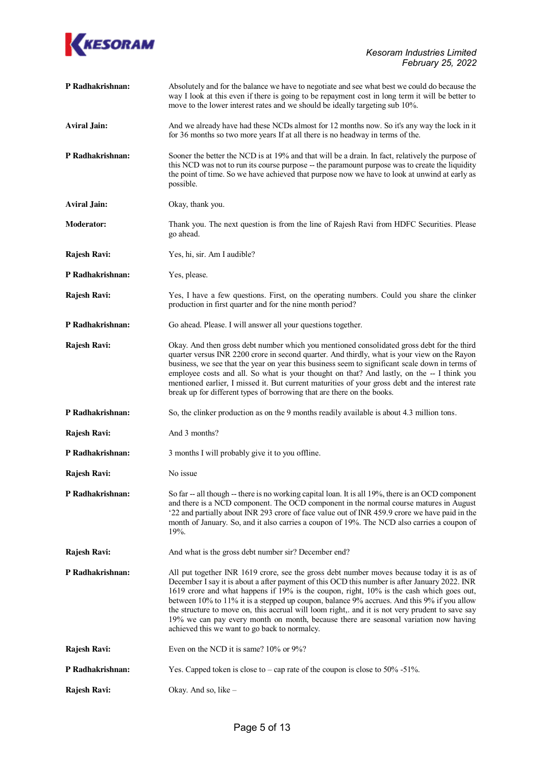**P Radhakrishnan:** Absolutely and for the balance we have to negotiate and see what best we could do because the way I look at this even if there is going to be repayment cost in long term it will be better to move to the lower interest rates and we should be ideally targeting sub 10%.

**Aviral Jain:** And we already have had these NCDs almost for 12 months now. So it's any way the lock in it for 36 months so two more years If at all there is no headway in terms of the.

**P Radhakrishnan:** Sooner the better the NCD is at 19% and that will be a drain. In fact, relatively the purpose of this NCD was not to run its course purpose -- the paramount purpose was to create the liquidity the point of time. So we have achieved that purpose now we have to look at unwind at early as possible.

**Aviral Jain:** Okay, thank you.

**Moderator:** Thank you. The next question is from the line of Rajesh Ravi from HDFC Securities. Please go ahead.

**Rajesh Ravi:** Yes, hi, sir. Am I audible?

**P Radhakrishnan:** Yes, please.

**Rajesh Ravi:** Yes, I have a few questions. First, on the operating numbers. Could you share the clinker production in first quarter and for the nine month period?

**P Radhakrishnan:** Go ahead. Please. I will answer all your questions together.

**Rajesh Ravi:** Okay. And then gross debt number which you mentioned consolidated gross debt for the third quarter versus INR 2200 crore in second quarter. And thirdly, what is your view on the Rayon business, we see that the year on year this business seem to significant scale down in terms of employee costs and all. So what is your thought on that? And lastly, on the -- I think you mentioned earlier, I missed it. But current maturities of your gross debt and the interest rate break up for different types of borrowing that are there on the books.

**P Radhakrishnan:** So, the clinker production as on the 9 months readily available is about 4.3 million tons.

**Rajesh Ravi:** And 3 months?

**P Radhakrishnan:** 3 months I will probably give it to you offline.

**Rajesh Ravi:** No issue

**P Radhakrishnan:** So far -- all though -- there is no working capital loan. It is all 19%, there is an OCD component and there is a NCD component. The OCD component in the normal course matures in August '22 and partially about INR 293 crore of face value out of INR 459.9 crore we have paid in the month of January. So, and it also carries a coupon of 19%. The NCD also carries a coupon of 19%.

**Rajesh Ravi:** And what is the gross debt number sir? December end?

**P Radhakrishnan:** All put together INR 1619 crore, see the gross debt number moves because today it is as of December I say it is about a after payment of this OCD this number is after January 2022. INR 1619 crore and what happens if 19% is the coupon, right, 10% is the cash which goes out, between 10% to 11% it is a stepped up coupon, balance 9% accrues. And this 9% if you allow the structure to move on, this accrual will loom right,. and it is not very prudent to save say 19% we can pay every month on month, because there are seasonal variation now having achieved this we want to go back to normalcy.

**Rajesh Ravi:** Even on the NCD it is same? 10% or 9%?

**P Radhakrishnan:** Yes. Capped token is close to – cap rate of the coupon is close to 50% -51%.

**Rajesh Ravi:** Okay. And so, like –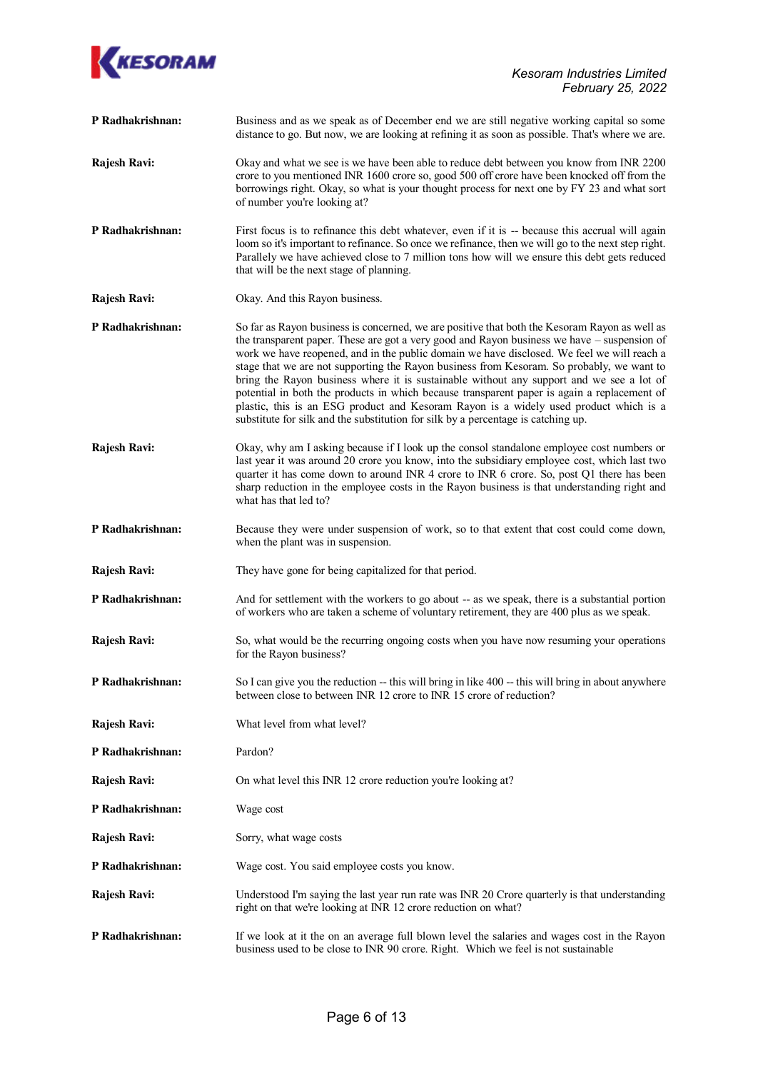**P Radhakrishnan:** Business and as we speak as of December end we are still negative working capital so some distance to go. But now, we are looking at refining it as soon as possible. That's where we are.

**Rajesh Ravi:** Okay and what we see is we have been able to reduce debt between you know from INR 2200 crore to you mentioned INR 1600 crore so, good 500 off crore have been knocked off from the borrowings right. Okay, so what is your thought process for next one by FY 23 and what sort of number you're looking at?

**P Radhakrishnan:** First focus is to refinance this debt whatever, even if it is -- because this accrual will again loom so it's important to refinance. So once we refinance, then we will go to the next step right. Parallely we have achieved close to 7 million tons how will we ensure this debt gets reduced that will be the next stage of planning.

**Rajesh Ravi:** Okay. And this Rayon business.

**P Radhakrishnan:** So far as Rayon business is concerned, we are positive that both the Kesoram Rayon as well as the transparent paper. These are got a very good and Rayon business we have – suspension of work we have reopened, and in the public domain we have disclosed. We feel we will reach a stage that we are not supporting the Rayon business from Kesoram. So probably, we want to bring the Rayon business where it is sustainable without any support and we see a lot of potential in both the products in which because transparent paper is again a replacement of plastic, this is an ESG product and Kesoram Rayon is a widely used product which is a substitute for silk and the substitution for silk by a percentage is catching up.

**Rajesh Ravi:** Okay, why am I asking because if I look up the consol standalone employee cost numbers or last year it was around 20 crore you know, into the subsidiary employee cost, which last two quarter it has come down to around INR 4 crore to INR 6 crore. So, post Q1 there has been sharp reduction in the employee costs in the Rayon business is that understanding right and what has that led to?

**P Radhakrishnan:** Because they were under suspension of work, so to that extent that cost could come down, when the plant was in suspension.

**Rajesh Ravi:** They have gone for being capitalized for that period.

**P Radhakrishnan:** And for settlement with the workers to go about -- as we speak, there is a substantial portion of workers who are taken a scheme of voluntary retirement, they are 400 plus as we speak.

**Rajesh Ravi:** So, what would be the recurring ongoing costs when you have now resuming your operations for the Rayon business?

**P Radhakrishnan:** So I can give you the reduction -- this will bring in like 400 -- this will bring in about anywhere between close to between INR 12 crore to INR 15 crore of reduction?

**Rajesh Ravi:** What level from what level?

**P Radhakrishnan:** Pardon?

**Rajesh Ravi:** On what level this INR 12 crore reduction you're looking at?

**P Radhakrishnan:** Wage cost

**Rajesh Ravi:** Sorry, what wage costs

**P Radhakrishnan:** Wage cost. You said employee costs you know.

**Rajesh Ravi:** Understood I'm saying the last year run rate was INR 20 Crore quarterly is that understanding right on that we're looking at INR 12 crore reduction on what?

**P Radhakrishnan:** If we look at it the on an average full blown level the salaries and wages cost in the Rayon business used to be close to INR 90 crore. Right. Which we feel is not sustainable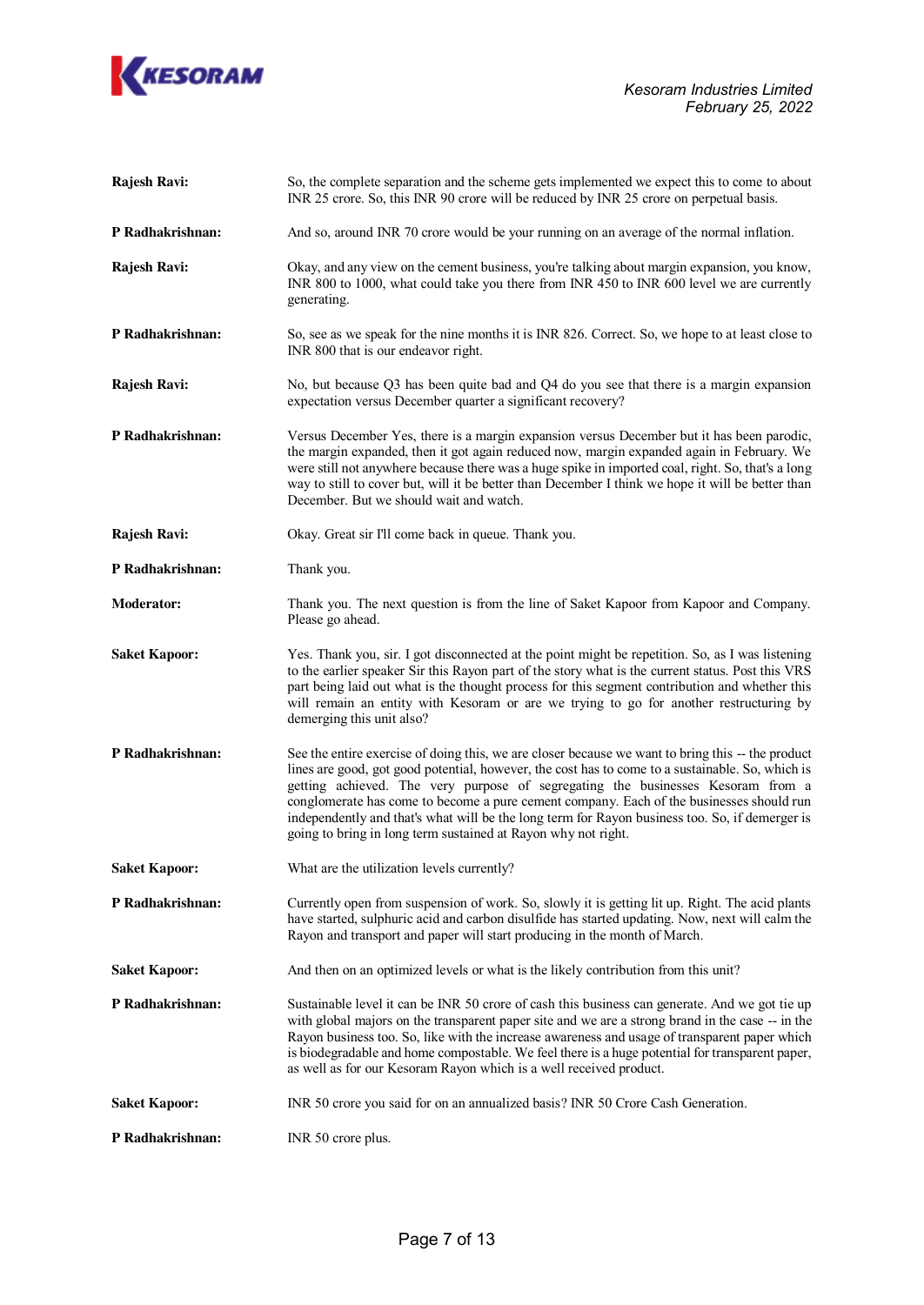**Rajesh Ravi:** So, the complete separation and the scheme gets implemented we expect this to come to about INR 25 crore. So, this INR 90 crore will be reduced by INR 25 crore on perpetual basis.

**P Radhakrishnan:** And so, around INR 70 crore would be your running on an average of the normal inflation.

**Rajesh Ravi:** Okay, and any view on the cement business, you're talking about margin expansion, you know, INR 800 to 1000, what could take you there from INR 450 to INR 600 level we are currently generating.

**P Radhakrishnan:** So, see as we speak for the nine months it is INR 826. Correct. So, we hope to at least close to INR 800 that is our endeavor right.

**Rajesh Ravi:** No, but because Q3 has been quite bad and Q4 do you see that there is a margin expansion expectation versus December quarter a significant recovery?

**P Radhakrishnan:** Versus December Yes, there is a margin expansion versus December but it has been parodic, the margin expanded, then it got again reduced now, margin expanded again in February. We were still not anywhere because there was a huge spike in imported coal, right. So, that's a long way to still to cover but, will it be better than December I think we hope it will be better than December. But we should wait and watch.

**Rajesh Ravi:** Okay. Great sir I'll come back in queue. Thank you.

**P Radhakrishnan:** Thank you.

**Moderator:** Thank you. The next question is from the line of Saket Kapoor from Kapoor and Company. Please go ahead.

**Saket Kapoor:** Yes. Thank you, sir. I got disconnected at the point might be repetition. So, as I was listening to the earlier speaker Sir this Rayon part of the story what is the current status. Post this VRS part being laid out what is the thought process for this segment contribution and whether this will remain an entity with Kesoram or are we trying to go for another restructuring by demerging this unit also?

**P Radhakrishnan:** See the entire exercise of doing this, we are closer because we want to bring this -- the product lines are good, got good potential, however, the cost has to come to a sustainable. So, which is getting achieved. The very purpose of segregating the businesses Kesoram from a conglomerate has come to become a pure cement company. Each of the businesses should run independently and that's what will be the long term for Rayon business too. So, if demerger is going to bring in long term sustained at Rayon why not right.

**Saket Kapoor:** What are the utilization levels currently?

**P Radhakrishnan:** Currently open from suspension of work. So, slowly it is getting lit up. Right. The acid plants have started, sulphuric acid and carbon disulfide has started updating. Now, next will calm the Rayon and transport and paper will start producing in the month of March.

**Saket Kapoor:** And then on an optimized levels or what is the likely contribution from this unit?

**P Radhakrishnan:** Sustainable level it can be INR 50 crore of cash this business can generate. And we got tie up with global majors on the transparent paper site and we are a strong brand in the case -- in the Rayon business too. So, like with the increase awareness and usage of transparent paper which is biodegradable and home compostable. We feel there is a huge potential for transparent paper, as well as for our Kesoram Rayon which is a well received product.

**Saket Kapoor:** INR 50 crore you said for on an annualized basis? INR 50 Crore Cash Generation.

**P Radhakrishnan:** INR 50 crore plus.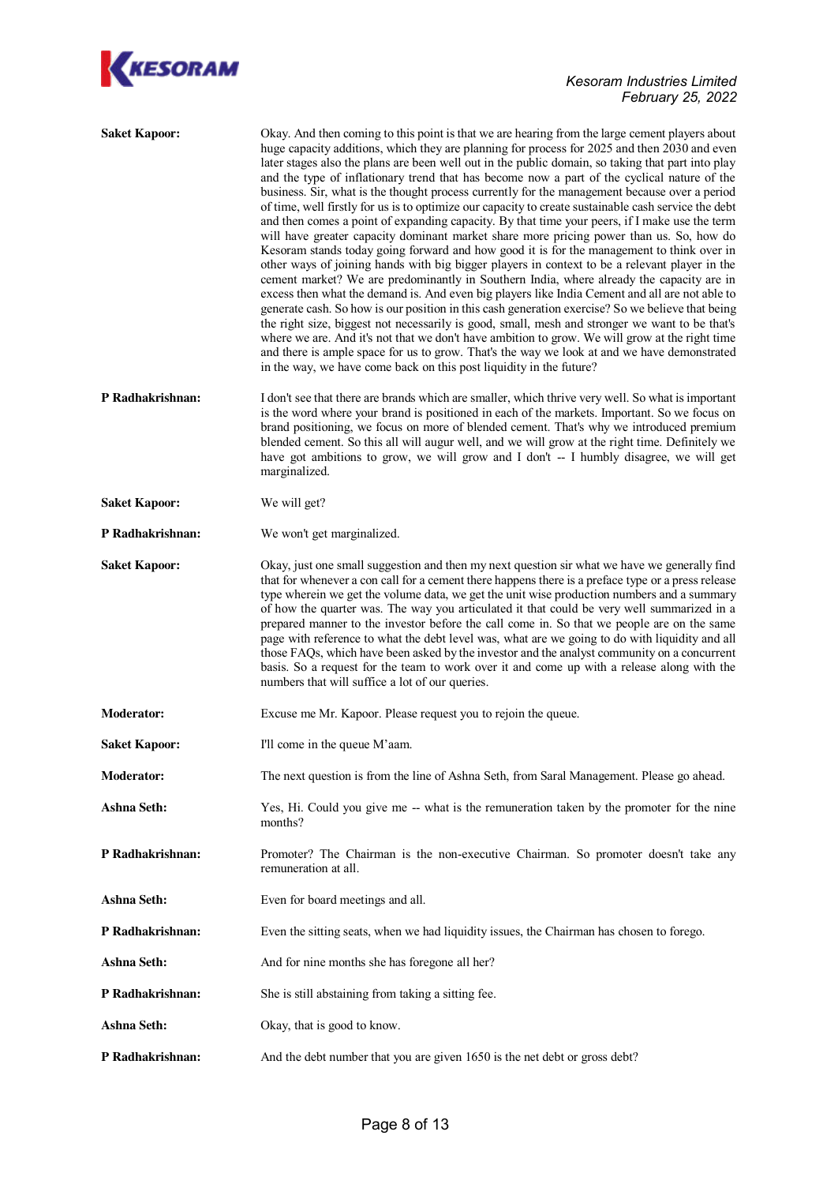**Saket Kapoor:** Okay. And then coming to this point is that we are hearing from the large cement players about huge capacity additions, which they are planning for process for 2025 and then 2030 and even later stages also the plans are been well out in the public domain, so taking that part into play and the type of inflationary trend that has become now a part of the cyclical nature of the business. Sir, what is the thought process currently for the management because over a period of time, well firstly for us is to optimize our capacity to create sustainable cash service the debt and then comes a point of expanding capacity. By that time your peers, if I make use the term will have greater capacity dominant market share more pricing power than us. So, how do Kesoram stands today going forward and how good it is for the management to think over in other ways of joining hands with big bigger players in context to be a relevant player in the cement market? We are predominantly in Southern India, where already the capacity are in excess then what the demand is. And even big players like India Cement and all are not able to generate cash. So how is our position in this cash generation exercise? So we believe that being the right size, biggest not necessarily is good, small, mesh and stronger we want to be that's where we are. And it's not that we don't have ambition to grow. We will grow at the right time and there is ample space for us to grow. That's the way we look at and we have demonstrated in the way, we have come back on this post liquidity in the future?

**P Radhakrishnan:** I don't see that there are brands which are smaller, which thrive very well. So what is important is the word where your brand is positioned in each of the markets. Important. So we focus on brand positioning, we focus on more of blended cement. That's why we introduced premium blended cement. So this all will augur well, and we will grow at the right time. Definitely we have got ambitions to grow, we will grow and I don't -- I humbly disagree, we will get marginalized.

**Saket Kapoor:** We will get?

**P Radhakrishnan:** We won't get marginalized.

**Saket Kapoor:** Okay, just one small suggestion and then my next question sir what we have we generally find that for whenever a con call for a cement there happens there is a preface type or a press release type wherein we get the volume data, we get the unit wise production numbers and a summary of how the quarter was. The way you articulated it that could be very well summarized in a prepared manner to the investor before the call come in. So that we people are on the same page with reference to what the debt level was, what are we going to do with liquidity and all those FAQs, which have been asked by the investor and the analyst community on a concurrent basis. So a request for the team to work over it and come up with a release along with the numbers that will suffice a lot of our queries.

**Moderator:** Excuse me Mr. Kapoor. Please request you to rejoin the queue.

**Saket Kapoor:** I'll come in the queue M'aam.

**Moderator:** The next question is from the line of Ashna Seth, from Saral Management. Please go ahead.

**Ashna Seth:** Yes, Hi. Could you give me -- what is the remuneration taken by the promoter for the nine months?

**P Radhakrishnan:** Promoter? The Chairman is the non-executive Chairman. So promoter doesn't take any remuneration at all.

**Ashna Seth:** Even for board meetings and all.

**P Radhakrishnan:** Even the sitting seats, when we had liquidity issues, the Chairman has chosen to forego.

**Ashna Seth:** And for nine months she has foregone all her?

**P Radhakrishnan:** She is still abstaining from taking a sitting fee.

**Ashna Seth:** Okay, that is good to know.

**P Radhakrishnan:** And the debt number that you are given 1650 is the net debt or gross debt?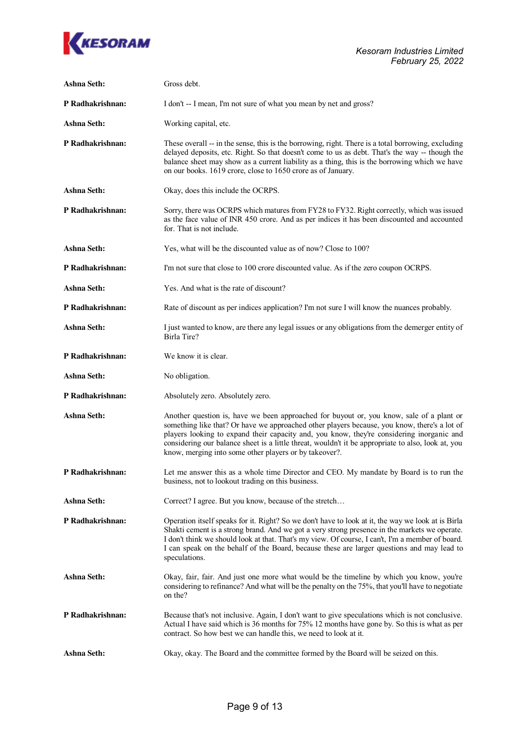**Ashna Seth:** Gross debt.

**P Radhakrishnan:** I don't -- I mean, I'm not sure of what you mean by net and gross?

**Ashna Seth:** Working capital, etc.

**P Radhakrishnan:** These overall -- in the sense, this is the borrowing, right. There is a total borrowing, excluding delayed deposits, etc. Right. So that doesn't come to us as debt. That's the way -- though the balance sheet may show as a current liability as a thing, this is the borrowing which we have on our books. 1619 crore, close to 1650 crore as of January.

**Ashna Seth:** Okay, does this include the OCRPS.

**P Radhakrishnan:** Sorry, there was OCRPS which matures from FY28 to FY32. Right correctly, which was issued as the face value of INR 450 crore. And as per indices it has been discounted and accounted for. That is not include.

**Ashna Seth:** Yes, what will be the discounted value as of now? Close to 100?

**P Radhakrishnan:** I'm not sure that close to 100 crore discounted value. As if the zero coupon OCRPS.

**Ashna Seth:** Yes. And what is the rate of discount?

**P Radhakrishnan:** Rate of discount as per indices application? I'm not sure I will know the nuances probably.

**Ashna Seth:** I just wanted to know, are there any legal issues or any obligations from the demerger entity of Birla Tire?

**P Radhakrishnan:** We know it is clear.

**Ashna Seth:** No obligation.

**P Radhakrishnan:** Absolutely zero. Absolutely zero.

**Ashna Seth:** Another question is, have we been approached for buyout or, you know, sale of a plant or something like that? Or have we approached other players because, you know, there's a lot of players looking to expand their capacity and, you know, they're considering inorganic and considering our balance sheet is a little threat, wouldn't it be appropriate to also, look at, you know, merging into some other players or by takeover?.

**P Radhakrishnan:** Let me answer this as a whole time Director and CEO. My mandate by Board is to run the business, not to lookout trading on this business.

**Ashna Seth:** Correct? I agree. But you know, because of the stretch…

**P Radhakrishnan:** Operation itself speaks for it. Right? So we don't have to look at it, the way we look at is Birla Shakti cement is a strong brand. And we got a very strong presence in the markets we operate. I don't think we should look at that. That's my view. Of course, I can't, I'm a member of board. I can speak on the behalf of the Board, because these are larger questions and may lead to speculations.

**Ashna Seth:** Okay, fair, fair. And just one more what would be the timeline by which you know, you're considering to refinance? And what will be the penalty on the 75%, that you'll have to negotiate on the?

**P Radhakrishnan:** Because that's not inclusive. Again, I don't want to give speculations which is not conclusive. Actual I have said which is 36 months for 75% 12 months have gone by. So this is what as per contract. So how best we can handle this, we need to look at it.

**Ashna Seth:** Okay, okay. The Board and the committee formed by the Board will be seized on this.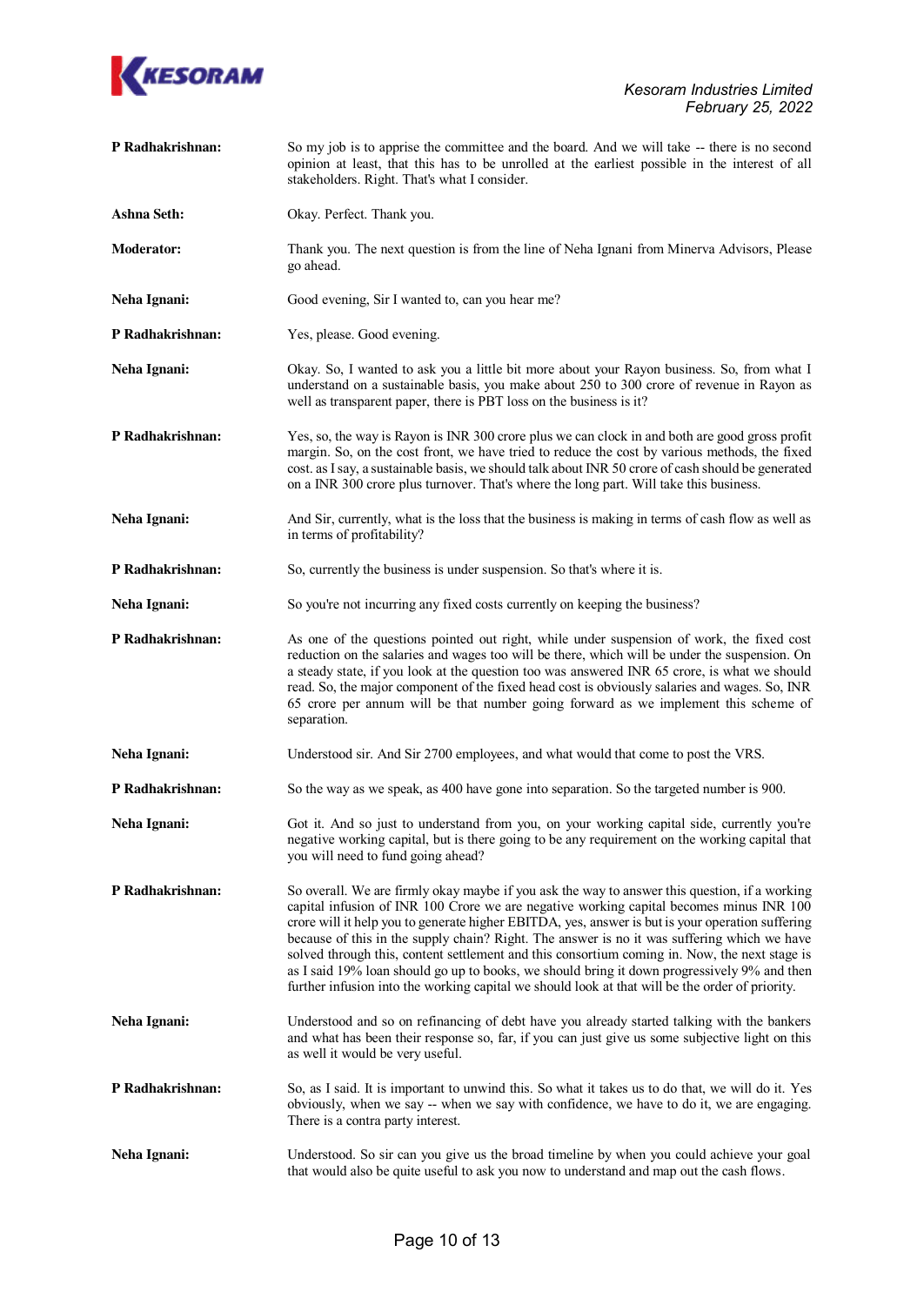**P Radhakrishnan:** So my job is to apprise the committee and the board. And we will take -- there is no second opinion at least, that this has to be unrolled at the earliest possible in the interest of all stakeholders. Right. That's what I consider.

**Ashna Seth:** Okay. Perfect. Thank you.

**Moderator:** Thank you. The next question is from the line of Neha Ignani from Minerva Advisors, Please go ahead.

**Neha Ignani:** Good evening, Sir I wanted to, can you hear me?

**P Radhakrishnan:** Yes, please. Good evening.

**Neha Ignani:** Okay. So, I wanted to ask you a little bit more about your Rayon business. So, from what I understand on a sustainable basis, you make about 250 to 300 crore of revenue in Rayon as well as transparent paper, there is PBT loss on the business is it?

**P Radhakrishnan:** Yes, so, the way is Rayon is INR 300 crore plus we can clock in and both are good gross profit margin. So, on the cost front, we have tried to reduce the cost by various methods, the fixed cost. as I say, a sustainable basis, we should talk about INR 50 crore of cash should be generated on a INR 300 crore plus turnover. That's where the long part. Will take this business.

**Neha Ignani:** And Sir, currently, what is the loss that the business is making in terms of cash flow as well as in terms of profitability?

**P Radhakrishnan:** So, currently the business is under suspension. So that's where it is.

**Neha Ignani:** So you're not incurring any fixed costs currently on keeping the business?

**P Radhakrishnan:** As one of the questions pointed out right, while under suspension of work, the fixed cost reduction on the salaries and wages too will be there, which will be under the suspension. On a steady state, if you look at the question too was answered INR 65 crore, is what we should read. So, the major component of the fixed head cost is obviously salaries and wages. So, INR 65 crore per annum will be that number going forward as we implement this scheme of separation.

**Neha Ignani:** Understood sir. And Sir 2700 employees, and what would that come to post the VRS.

**P Radhakrishnan:** So the way as we speak, as 400 have gone into separation. So the targeted number is 900.

**Neha Ignani:** Got it. And so just to understand from you, on your working capital side, currently you're negative working capital, but is there going to be any requirement on the working capital that you will need to fund going ahead?

**P Radhakrishnan:** So overall. We are firmly okay maybe if you ask the way to answer this question, if a working capital infusion of INR 100 Crore we are negative working capital becomes minus INR 100 crore will it help you to generate higher EBITDA, yes, answer is but is your operation suffering because of this in the supply chain? Right. The answer is no it was suffering which we have solved through this, content settlement and this consortium coming in. Now, the next stage is as I said 19% loan should go up to books, we should bring it down progressively 9% and then further infusion into the working capital we should look at that will be the order of priority.

**Neha Ignani:** Understood and so on refinancing of debt have you already started talking with the bankers and what has been their response so, far, if you can just give us some subjective light on this as well it would be very useful.

**P Radhakrishnan:** So, as I said. It is important to unwind this. So what it takes us to do that, we will do it. Yes obviously, when we say -- when we say with confidence, we have to do it, we are engaging. There is a contra party interest.

**Neha Ignani:** Understood. So sir can you give us the broad timeline by when you could achieve your goal that would also be quite useful to ask you now to understand and map out the cash flows.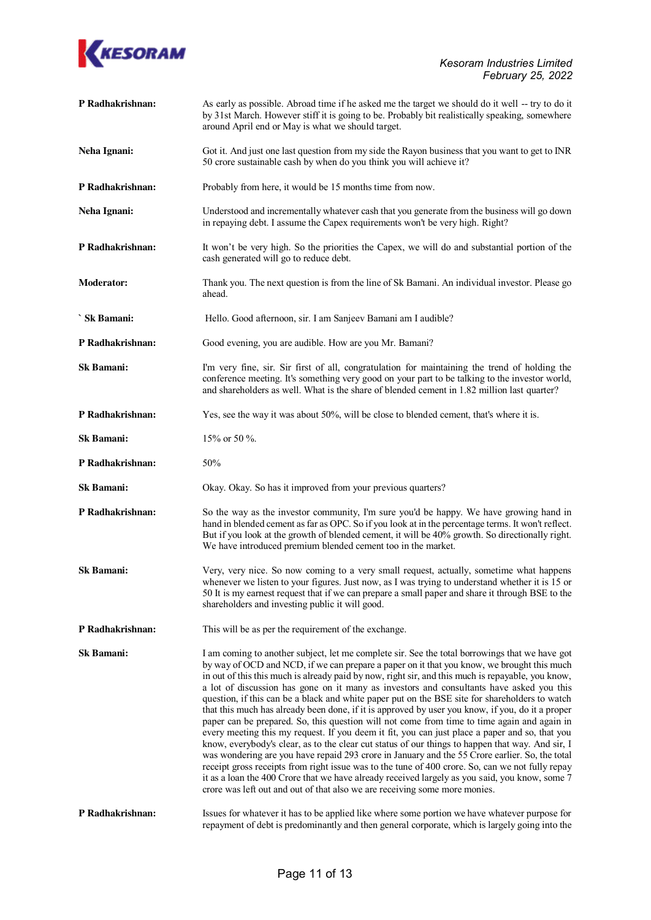**P Radhakrishnan:** As early as possible. Abroad time if he asked me the target we should do it well -- try to do it by 31st March. However stiff it is going to be. Probably bit realistically speaking, somewhere around April end or May is what we should target.

**Neha Ignani:** Got it. And just one last question from my side the Rayon business that you want to get to INR 50 crore sustainable cash by when do you think you will achieve it?

**P Radhakrishnan:** Probably from here, it would be 15 months time from now.

**Neha Ignani:** Understood and incrementally whatever cash that you generate from the business will go down in repaying debt. I assume the Capex requirements won't be very high. Right?

**P Radhakrishnan:** It won't be very high. So the priorities the Capex, we will do and substantial portion of the cash generated will go to reduce debt.

**Moderator:** Thank you. The next question is from the line of Sk Bamani. An individual investor. Please go ahead.

**` Sk Bamani:** Hello. Good afternoon, sir. I am Sanjeev Bamani am I audible?

**P Radhakrishnan:** Good evening, you are audible. How are you Mr. Bamani?

**Sk Bamani:** I'm very fine, sir. Sir first of all, congratulation for maintaining the trend of holding the conference meeting. It's something very good on your part to be talking to the investor world, and shareholders as well. What is the share of blended cement in 1.82 million last quarter?

**P Radhakrishnan:** Yes, see the way it was about 50%, will be close to blended cement, that's where it is.

**Sk Bamani:** 15% or 50 %.

**P Radhakrishnan:** 50%

**Sk Bamani:** Okay. Okay. So has it improved from your previous quarters?

**P Radhakrishnan:** So the way as the investor community, I'm sure you'd be happy. We have growing hand in hand in blended cement as far as OPC. So if you look at in the percentage terms. It won't reflect. But if you look at the growth of blended cement, it will be 40% growth. So directionally right. We have introduced premium blended cement too in the market.

**Sk Bamani:** Very, very nice. So now coming to a very small request, actually, sometime what happens whenever we listen to your figures. Just now, as I was trying to understand whether it is 15 or 50 It is my earnest request that if we can prepare a small paper and share it through BSE to the shareholders and investing public it will good.

**P Radhakrishnan:** This will be as per the requirement of the exchange.

**Sk Bamani:** I am coming to another subject, let me complete sir. See the total borrowings that we have got by way of OCD and NCD, if we can prepare a paper on it that you know, we brought this much in out of this this much is already paid by now, right sir, and this much is repayable, you know, a lot of discussion has gone on it many as investors and consultants have asked you this question, if this can be a black and white paper put on the BSE site for shareholders to watch that this much has already been done, if it is approved by user you know, if you, do it a proper paper can be prepared. So, this question will not come from time to time again and again in every meeting this my request. If you deem it fit, you can just place a paper and so, that you know, everybody's clear, as to the clear cut status of our things to happen that way. And sir, I was wondering are you have repaid 293 crore in January and the 55 Crore earlier. So, the total receipt gross receipts from right issue was to the tune of 400 crore. So, can we not fully repay it as a loan the 400 Crore that we have already received largely as you said, you know, some 7 crore was left out and out of that also we are receiving some more monies.

**P Radhakrishnan:** Issues for whatever it has to be applied like where some portion we have whatever purpose for repayment of debt is predominantly and then general corporate, which is largely going into the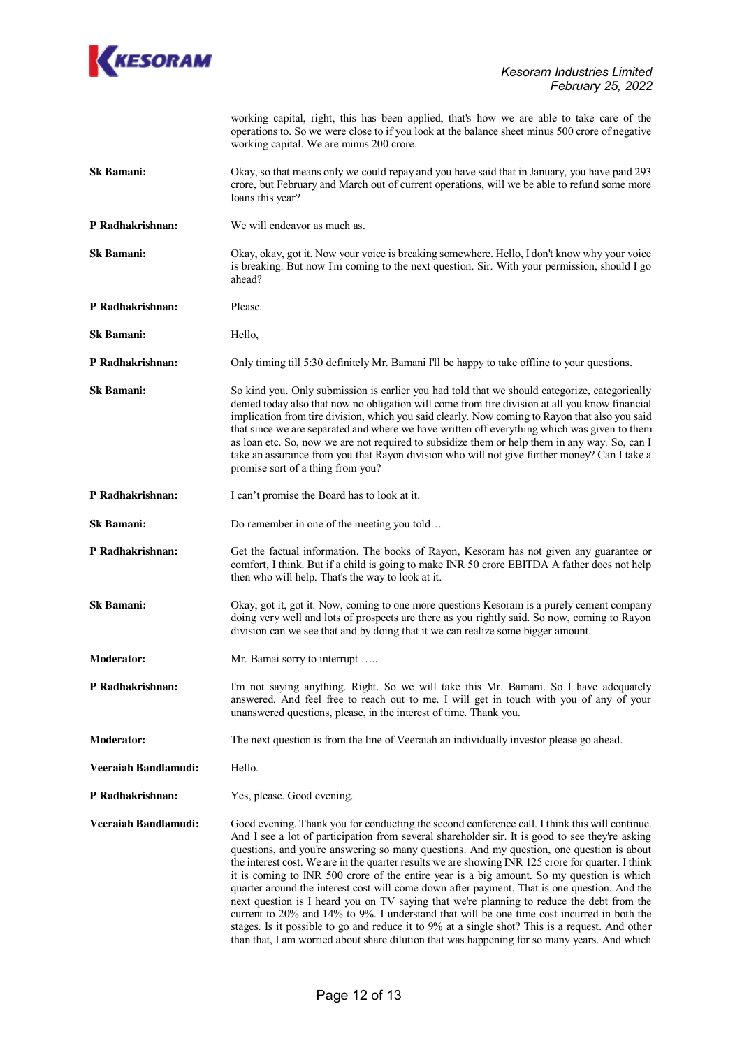working capital, right, this has been applied, that's how we are able to take care of the operations to. So we were close to if you look at the balance sheet minus 500 crore of negative working capital. We are minus 200 crore.

**Sk Bamani:** Okay, so that means only we could repay and you have said that in January, you have paid 293 crore, but February and March out of current operations, will we be able to refund some more loans this year?

**P Radhakrishnan:** We will endeavor as much as.

**Sk Bamani:** Okay, okay, got it. Now your voice is breaking somewhere. Hello, I don't know why your voice is breaking. But now I'm coming to the next question. Sir. With your permission, should I go ahead?

**P Radhakrishnan:** Please.

**Sk Bamani:** Hello,

**P Radhakrishnan:** Only timing till 5:30 definitely Mr. Bamani I'll be happy to take offline to your questions.

**Sk Bamani:** So kind you. Only submission is earlier you had told that we should categorize, categorically denied today also that now no obligation will come from tire division at all you know financial implication from tire division, which you said clearly. Now coming to Rayon that also you said that since we are separated and where we have written off everything which was given to them as loan etc. So, now we are not required to subsidize them or help them in any way. So, can I take an assurance from you that Rayon division who will not give further money? Can I take a promise sort of a thing from you?

**P Radhakrishnan:** I can't promise the Board has to look at it.

**Sk Bamani:** Do remember in one of the meeting you told…

**P Radhakrishnan:** Get the factual information. The books of Rayon, Kesoram has not given any guarantee or comfort, I think. But if a child is going to make INR 50 crore EBITDA A father does not help then who will help. That's the way to look at it.

**Sk Bamani:** Okay, got it, got it. Now, coming to one more questions Kesoram is a purely cement company doing very well and lots of prospects are there as you rightly said. So now, coming to Rayon division can we see that and by doing that it we can realize some bigger amount.

**Moderator:** Mr. Bamai sorry to interrupt …..

**P Radhakrishnan:** I'm not saying anything. Right. So we will take this Mr. Bamani. So I have adequately answered. And feel free to reach out to me. I will get in touch with you of any of your unanswered questions, please, in the interest of time. Thank you.

**Moderator:** The next question is from the line of Veeraiah an individually investor please go ahead.

**Veeraiah Bandlamudi:** Hello.

**P Radhakrishnan:** Yes, please. Good evening.

**Veeraiah Bandlamudi:** Good evening. Thank you for conducting the second conference call. I think this will continue. And I see a lot of participation from several shareholder sir. It is good to see they're asking questions, and you're answering so many questions. And my question, one question is about the interest cost. We are in the quarter results we are showing INR 125 crore for quarter. I think it is coming to INR 500 crore of the entire year is a big amount. So my question is which quarter around the interest cost will come down after payment. That is one question. And the next question is I heard you on TV saying that we're planning to reduce the debt from the current to 20% and 14% to 9%. I understand that will be one time cost incurred in both the stages. Is it possible to go and reduce it to 9% at a single shot? This is a request. And other than that, I am worried about share dilution that was happening for so many years. And which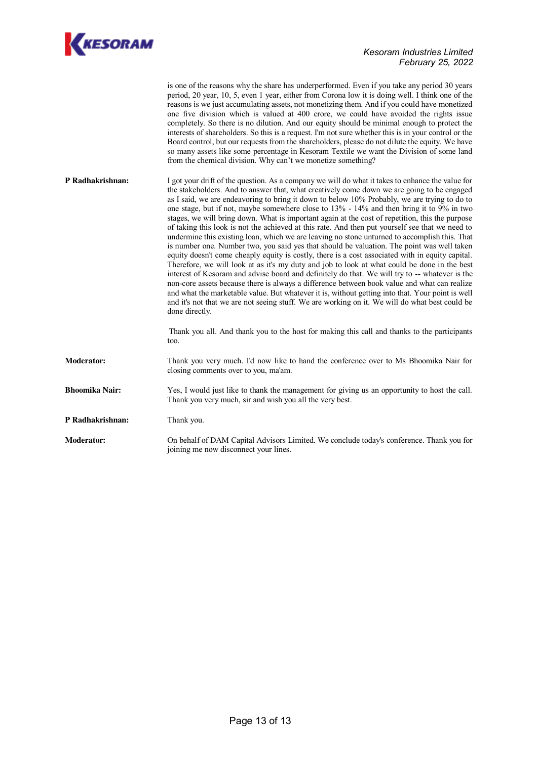is one of the reasons why the share has underperformed. Even if you take any period 30 years period, 20 year, 10, 5, even 1 year, either from Corona low it is doing well. I think one of the reasons is we just accumulating assets, not monetizing them. And if you could have monetized one five division which is valued at 400 crore, we could have avoided the rights issue completely. So there is no dilution. And our equity should be minimal enough to protect the interests of shareholders. So this is a request. I'm not sure whether this is in your control or the Board control, but our requests from the shareholders, please do not dilute the equity. We have so many assets like some percentage in Kesoram Textile we want the Division of some land from the chemical division. Why can't we monetize something?

**P Radhakrishnan:** I got your drift of the question. As a company we will do what it takes to enhance the value for the stakeholders. And to answer that, what creatively come down we are going to be engaged as I said, we are endeavoring to bring it down to below 10% Probably, we are trying to do to one stage, but if not, maybe somewhere close to 13% - 14% and then bring it to 9% in two stages, we will bring down. What is important again at the cost of repetition, this the purpose of taking this look is not the achieved at this rate. And then put yourself see that we need to undermine this existing loan, which we are leaving no stone unturned to accomplish this. That is number one. Number two, you said yes that should be valuation. The point was well taken equity doesn't come cheaply equity is costly, there is a cost associated with in equity capital. Therefore, we will look at as it's my duty and job to look at what could be done in the best interest of Kesoram and advise board and definitely do that. We will try to -- whatever is the non-core assets because there is always a difference between book value and what can realize and what the marketable value. But whatever it is, without getting into that. Your point is well and it's not that we are not seeing stuff. We are working on it. We will do what best could be done directly.

Thank you all. And thank you to the host for making this call and thanks to the participants too.

**Moderator:** Thank you very much. I'd now like to hand the conference over to Ms Bhoomika Nair for closing comments over to you, ma'am.

**Bhoomika Nair:** Yes, I would just like to thank the management for giving us an opportunity to host the call. Thank you very much, sir and wish you all the very best.

**P Radhakrishnan:** Thank you.

**Moderator:** On behalf of DAM Capital Advisors Limited. We conclude today's conference. Thank you for joining me now disconnect your lines.